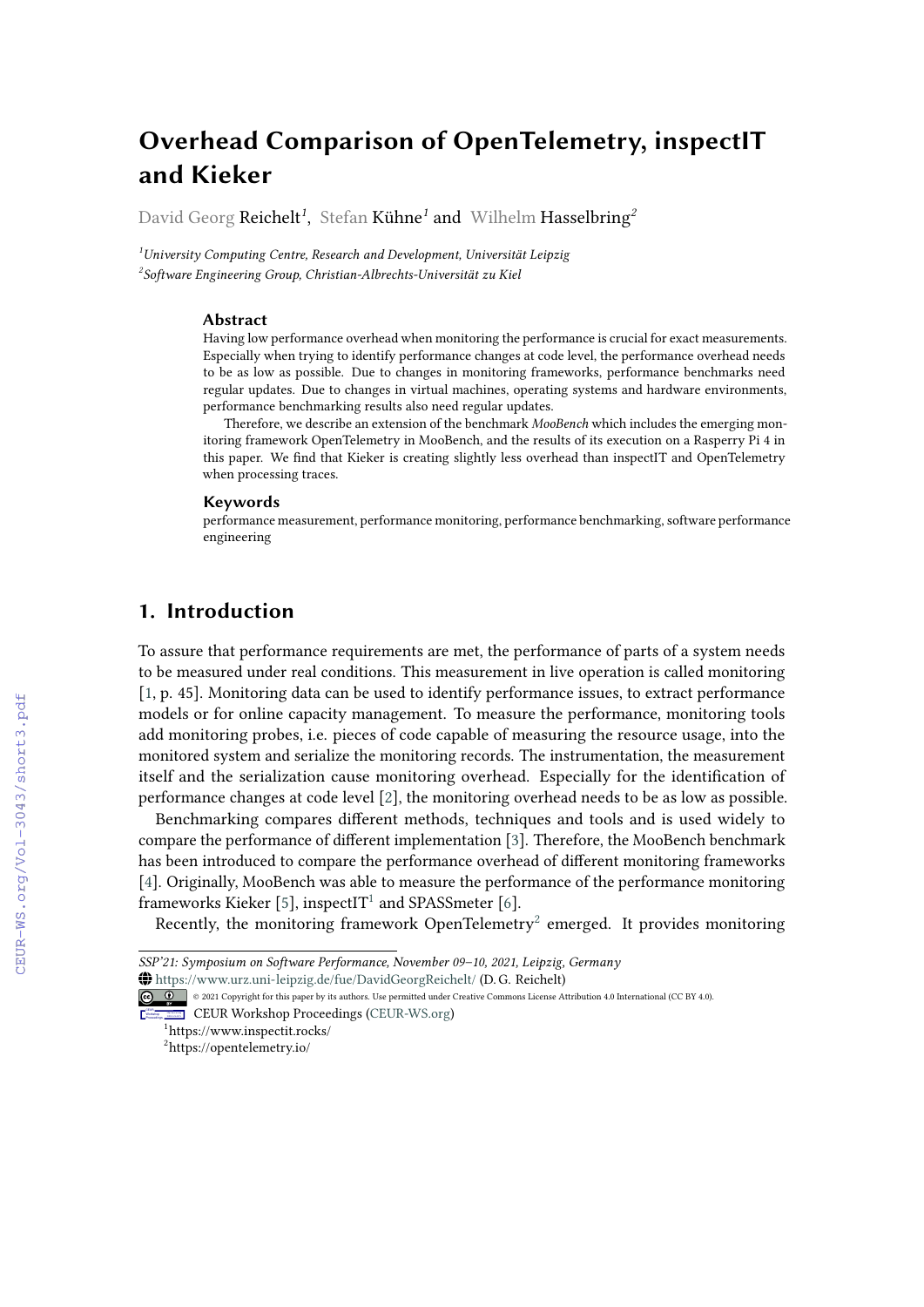# Overhead Comparison of OpenTelemetry, inspectIT and Kieker

David Georg Reichelt[1], Stefan Kühne[1] and Wilhelm Hasselbring[2]

[1]University Computing Centre, Research and Development, Universität Leipzig
[2]Software Engineering Group, Christian-Albrechts-Universität zu Kiel

### Abstract

Having low performance overhead when monitoring the performance is crucial for exact measurements. Especially when trying to identify performance changes at code level, the performance overhead needs to be as low as possible. Due to changes in monitoring frameworks, performance benchmarks need regular updates. Due to changes in virtual machines, operating systems and hardware environments, performance benchmarking results also need regular updates.

Therefore, we describe an extension of the benchmark *MooBench* which includes the emerging monitoring framework OpenTelemetry in MooBench, and the results of its execution on a Rasperry Pi 4 in this paper. We find that Kieker is creating slightly less overhead than inspectIT and OpenTelemetry when processing traces.

### Keywords

performance measurement, performance monitoring, performance benchmarking, software performance engineering

## 1. Introduction

To assure that performance requirements are met, the performance of parts of a system needs to be measured under real conditions. This measurement in live operation is called monitoring [1, p. 45]. Monitoring data can be used to identify performance issues, to extract performance models or for online capacity management. To measure the performance, monitoring tools add monitoring probes, i.e. pieces of code capable of measuring the resource usage, into the monitored system and serialize the monitoring records. The instrumentation, the measurement itself and the serialization cause monitoring overhead. Especially for the identification of performance changes at code level [2], the monitoring overhead needs to be as low as possible.

Benchmarking compares different methods, techniques and tools and is used widely to compare the performance of different implementation [3]. Therefore, the MooBench benchmark has been introduced to compare the performance overhead of different monitoring frameworks [4]. Originally, MooBench was able to measure the performance of the performance monitoring frameworks Kieker [5], inspectIT[1] and SPASSmeter [6].

Recently, the monitoring framework OpenTelemetry[2] emerged. It provides monitoring

SSP'21: Symposium on Software Performance, November 09–10, 2021, Leipzig, Germany
https://www.urz.uni-leipzig.de/fue/DavidGeorgReichelt/ (D. G. Reichelt)
© 2021 Copyright for this paper by its authors. Use permitted under Creative Commons License Attribution 4.0 International (CC BY 4.0).
CEUR Workshop Proceedings (CEUR-WS.org)

[1]https://www.inspectit.rocks/
[2]https://opentelemetry.io/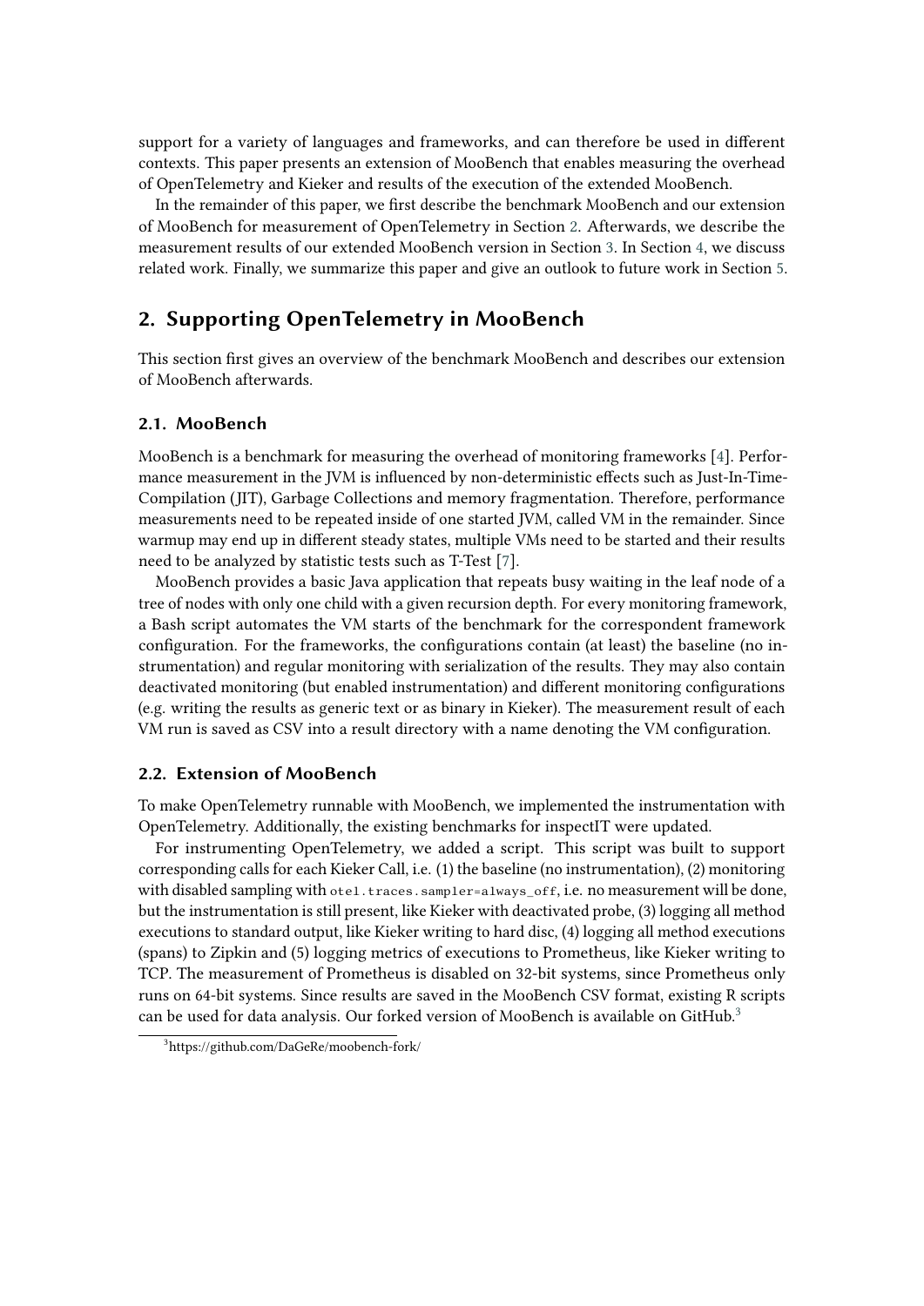support for a variety of languages and frameworks, and can therefore be used in different contexts. This paper presents an extension of MooBench that enables measuring the overhead of OpenTelemetry and Kieker and results of the execution of the extended MooBench.

In the remainder of this paper, we first describe the benchmark MooBench and our extension of MooBench for measurement of OpenTelemetry in Section 2. Afterwards, we describe the measurement results of our extended MooBench version in Section 3. In Section 4, we discuss related work. Finally, we summarize this paper and give an outlook to future work in Section 5.

## 2. Supporting OpenTelemetry in MooBench

This section first gives an overview of the benchmark MooBench and describes our extension of MooBench afterwards.

### 2.1. MooBench

MooBench is a benchmark for measuring the overhead of monitoring frameworks [4]. Performance measurement in the JVM is influenced by non-deterministic effects such as Just-In-Time-Compilation (JIT), Garbage Collections and memory fragmentation. Therefore, performance measurements need to be repeated inside of one started JVM, called VM in the remainder. Since warmup may end up in different steady states, multiple VMs need to be started and their results need to be analyzed by statistic tests such as T-Test [7].

MooBench provides a basic Java application that repeats busy waiting in the leaf node of a tree of nodes with only one child with a given recursion depth. For every monitoring framework, a Bash script automates the VM starts of the benchmark for the correspondent framework configuration. For the frameworks, the configurations contain (at least) the baseline (no instrumentation) and regular monitoring with serialization of the results. They may also contain deactivated monitoring (but enabled instrumentation) and different monitoring configurations (e.g. writing the results as generic text or as binary in Kieker). The measurement result of each VM run is saved as CSV into a result directory with a name denoting the VM configuration.

### 2.2. Extension of MooBench

To make OpenTelemetry runnable with MooBench, we implemented the instrumentation with OpenTelemetry. Additionally, the existing benchmarks for inspectIT were updated.

For instrumenting OpenTelemetry, we added a script. This script was built to support corresponding calls for each Kieker Call, i.e. (1) the baseline (no instrumentation), (2) monitoring with disabled sampling with `otel.traces.sampler=always_off`, i.e. no measurement will be done, but the instrumentation is still present, like Kieker with deactivated probe, (3) logging all method executions to standard output, like Kieker writing to hard disc, (4) logging all method executions (spans) to Zipkin and (5) logging metrics of executions to Prometheus, like Kieker writing to TCP. The measurement of Prometheus is disabled on 32-bit systems, since Prometheus only runs on 64-bit systems. Since results are saved in the MooBench CSV format, existing R scripts can be used for data analysis. Our forked version of MooBench is available on GitHub.[3]

[3] https://github.com/DaGeRe/moobench-fork/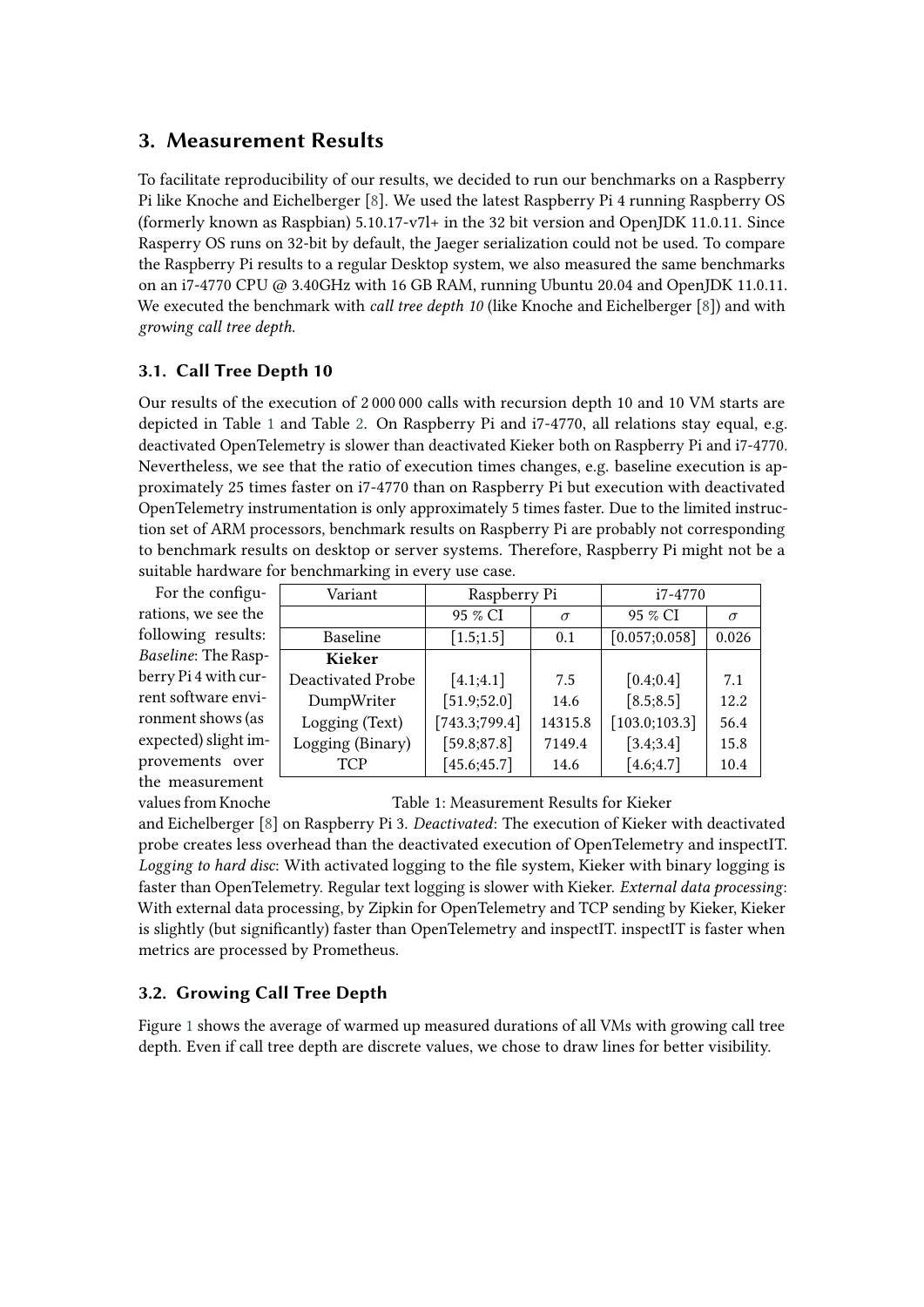## 3. Measurement Results

To facilitate reproducibility of our results, we decided to run our benchmarks on a Raspberry Pi like Knoche and Eichelberger [8]. We used the latest Raspberry Pi 4 running Raspberry OS (formerly known as Raspbian) 5.10.17-v7l+ in the 32 bit version and OpenJDK 11.0.11. Since Rasperry OS runs on 32-bit by default, the Jaeger serialization could not be used. To compare the Raspberry Pi results to a regular Desktop system, we also measured the same benchmarks on an i7-4770 CPU @ 3.40GHz with 16 GB RAM, running Ubuntu 20.04 and OpenJDK 11.0.11. We executed the benchmark with *call tree depth 10* (like Knoche and Eichelberger [8]) and with *growing call tree depth*.

### 3.1. Call Tree Depth 10

Our results of the execution of 2 000 000 calls with recursion depth 10 and 10 VM starts are depicted in Table 1 and Table 2. On Raspberry Pi and i7-4770, all relations stay equal, e.g. deactivated OpenTelemetry is slower than deactivated Kieker both on Raspberry Pi and i7-4770. Nevertheless, we see that the ratio of execution times changes, e.g. baseline execution is approximately 25 times faster on i7-4770 than on Raspberry Pi but execution with deactivated OpenTelemetry instrumentation is only approximately 5 times faster. Due to the limited instruction set of ARM processors, benchmark results on Raspberry Pi are probably not corresponding to benchmark results on desktop or server systems. Therefore, Raspberry Pi might not be a suitable hardware for benchmarking in every use case.

| Variant | Raspberry Pi | | i7-4770 | |
|---|---|---|---|---|
| | 95 % CI | $\sigma$ | 95 % CI | $\sigma$ |
| Baseline | [1.5;1.5] | 0.1 | [0.057;0.058] | 0.026 |
| **Kieker** | | | | |
| Deactivated Probe | [4.1;4.1] | 7.5 | [0.4;0.4] | 7.1 |
| DumpWriter | [51.9;52.0] | 14.6 | [8.5;8.5] | 12.2 |
| Logging (Text) | [743.3;799.4] | 14315.8 | [103.0;103.3] | 56.4 |
| Logging (Binary) | [59.8;87.8] | 7149.4 | [3.4;3.4] | 15.8 |
| TCP | [45.6;45.7] | 14.6 | [4.6;4.7] | 10.4 |

Table 1: Measurement Results for Kieker

For the configurations, we see the following results: *Baseline*: The Raspberry Pi 4 with current software environment shows (as expected) slight improvements over the measurement values from Knoche and Eichelberger [8] on Raspberry Pi 3. *Deactivated*: The execution of Kieker with deactivated probe creates less overhead than the deactivated execution of OpenTelemetry and inspectIT. *Logging to hard disc*: With activated logging to the file system, Kieker with binary logging is faster than OpenTelemetry. Regular text logging is slower with Kieker. *External data processing*: With external data processing, by Zipkin for OpenTelemetry and TCP sending by Kieker, Kieker is slightly (but significantly) faster than OpenTelemetry and inspectIT. inspectIT is faster when metrics are processed by Prometheus.

### 3.2. Growing Call Tree Depth

Figure 1 shows the average of warmed up measured durations of all VMs with growing call tree depth. Even if call tree depth are discrete values, we chose to draw lines for better visibility.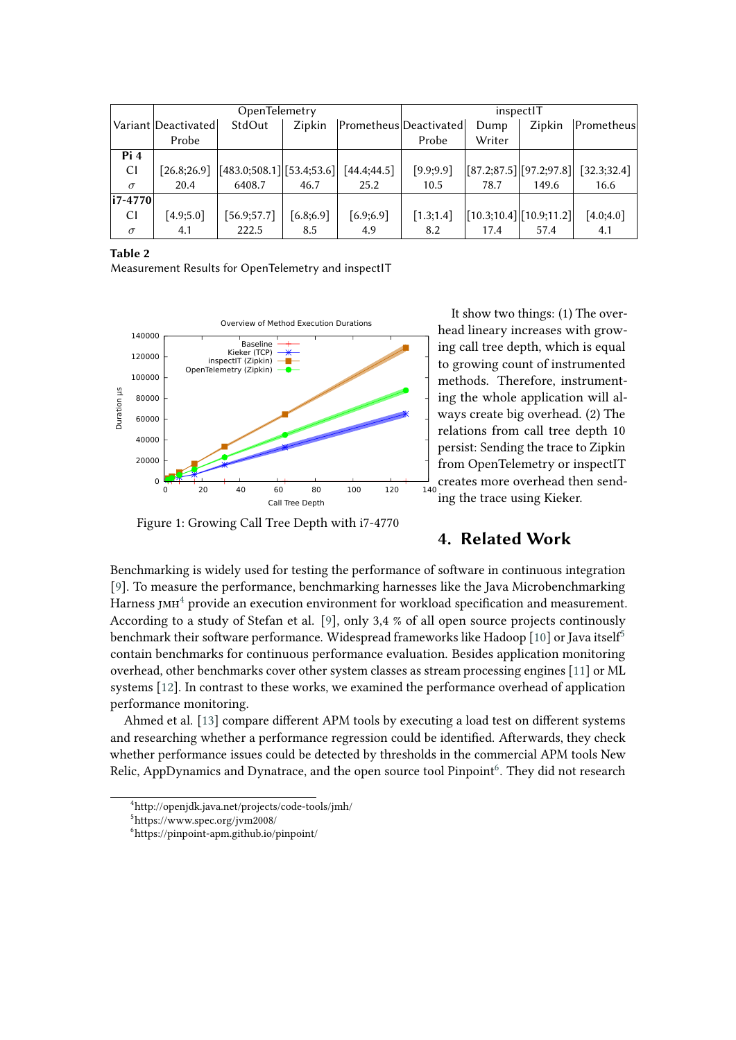| Variant | OpenTelemetry | | | | inspectIT | | | |
|---|---|---|---|---|---|---|---|---|
| | Deactivated Probe | StdOut | Zipkin | Prometheus | Deactivated Probe | Dump Writer | Zipkin | Prometheus |
| **Pi 4** | | | | | | | | |
| CI | [26.8;26.9] | [483.0;508.1] | [53.4;53.6] | [44.4;44.5] | [9.9;9.9] | [87.2;87.5] | [97.2;97.8] | [32.3;32.4] |
| $\sigma$ | 20.4 | 6408.7 | 46.7 | 25.2 | 10.5 | 78.7 | 149.6 | 16.6 |
| **i7-4770** | | | | | | | | |
| CI | [4.9;5.0] | [56.9;57.7] | [6.8;6.9] | [6.9;6.9] | [1.3;1.4] | [10.3;10.4] | [10.9;11.2] | [4.0;4.0] |
| $\sigma$ | 4.1 | 222.5 | 8.5 | 4.9 | 8.2 | 17.4 | 57.4 | 4.1 |

**Table 2**
Measurement Results for OpenTelemetry and inspectIT

Figure 1: Growing Call Tree Depth with i7-4770

It show two things: (1) The overhead linearly increases with growing call tree depth, which is equal to growing count of instrumented methods. Therefore, instrumenting the whole application will always create big overhead. (2) The relations from call tree depth 10 persist: Sending the trace to Zipkin from OpenTelemetry or inspectIT creates more overhead then sending the trace using Kieker.

## 4. Related Work

Benchmarking is widely used for testing the performance of software in continuous integration [9]. To measure the performance, benchmarking harnesses like the Java Microbenchmarking Harness JMH[4] provide an execution environment for workload specification and measurement. According to a study of Stefan et al. [9], only 3,4 % of all open source projects continously benchmark their software performance. Widespread frameworks like Hadoop [10] or Java itself[5] contain benchmarks for continuous performance evaluation. Besides application monitoring overhead, other benchmarks cover other system classes as stream processing engines [11] or ML systems [12]. In contrast to these works, we examined the performance overhead of application performance monitoring.

Ahmed et al. [13] compare different APM tools by executing a load test on different systems and researching whether a performance regression could be identified. Afterwards, they check whether performance issues could be detected by thresholds in the commercial APM tools New Relic, AppDynamics and Dynatrace, and the open source tool Pinpoint[6]. They did not research

[4] http://openjdk.java.net/projects/code-tools/jmh/
[5] https://www.spec.org/jvm2008/
[6] https://pinpoint-apm.github.io/pinpoint/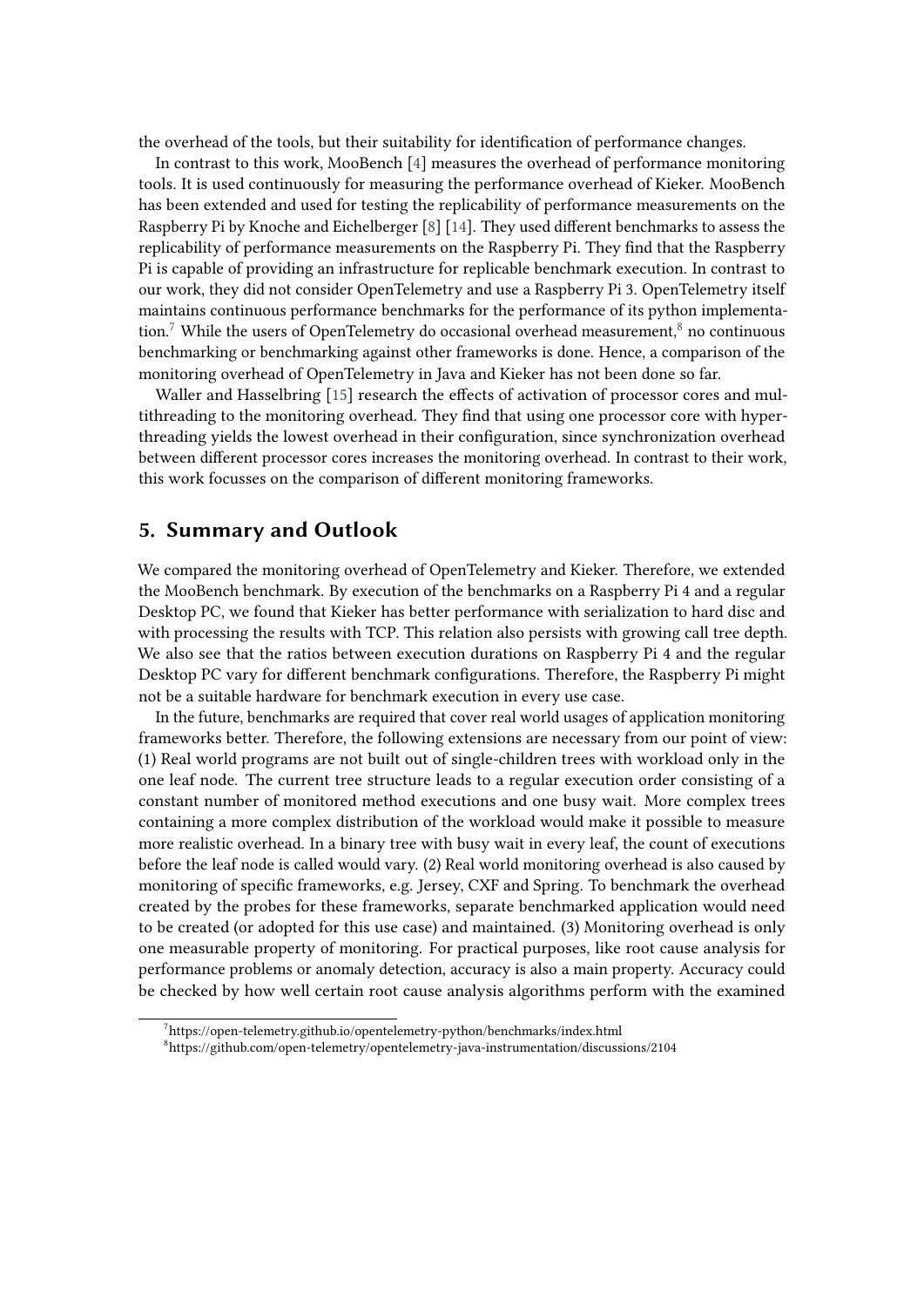the overhead of the tools, but their suitability for identification of performance changes.

In contrast to this work, MooBench [4] measures the overhead of performance monitoring tools. It is used continuously for measuring the performance overhead of Kieker. MooBench has been extended and used for testing the replicability of performance measurements on the Raspberry Pi by Knoche and Eichelberger [8] [14]. They used different benchmarks to assess the replicability of performance measurements on the Raspberry Pi. They find that the Raspberry Pi is capable of providing an infrastructure for replicable benchmark execution. In contrast to our work, they did not consider OpenTelemetry and use a Raspberry Pi 3. OpenTelemetry itself maintains continuous performance benchmarks for the performance of its python implementation.[7] While the users of OpenTelemetry do occasional overhead measurement,[8] no continuous benchmarking or benchmarking against other frameworks is done. Hence, a comparison of the monitoring overhead of OpenTelemetry in Java and Kieker has not been done so far.

Waller and Hasselbring [15] research the effects of activation of processor cores and multithreading to the monitoring overhead. They find that using one processor core with hyperthreading yields the lowest overhead in their configuration, since synchronization overhead between different processor cores increases the monitoring overhead. In contrast to their work, this work focusses on the comparison of different monitoring frameworks.

## 5. Summary and Outlook

We compared the monitoring overhead of OpenTelemetry and Kieker. Therefore, we extended the MooBench benchmark. By execution of the benchmarks on a Raspberry Pi 4 and a regular Desktop PC, we found that Kieker has better performance with serialization to hard disc and with processing the results with TCP. This relation also persists with growing call tree depth. We also see that the ratios between execution durations on Raspberry Pi 4 and the regular Desktop PC vary for different benchmark configurations. Therefore, the Raspberry Pi might not be a suitable hardware for benchmark execution in every use case.

In the future, benchmarks are required that cover real world usages of application monitoring frameworks better. Therefore, the following extensions are necessary from our point of view: (1) Real world programs are not built out of single-children trees with workload only in the one leaf node. The current tree structure leads to a regular execution order consisting of a constant number of monitored method executions and one busy wait. More complex trees containing a more complex distribution of the workload would make it possible to measure more realistic overhead. In a binary tree with busy wait in every leaf, the count of executions before the leaf node is called would vary. (2) Real world monitoring overhead is also caused by monitoring of specific frameworks, e.g. Jersey, CXF and Spring. To benchmark the overhead created by the probes for these frameworks, separate benchmarked application would need to be created (or adopted for this use case) and maintained. (3) Monitoring overhead is only one measurable property of monitoring. For practical purposes, like root cause analysis for performance problems or anomaly detection, accuracy is also a main property. Accuracy could be checked by how well certain root cause analysis algorithms perform with the examined

[7] https://open-telemetry.github.io/opentelemetry-python/benchmarks/index.html

[8] https://github.com/open-telemetry/opentelemetry-java-instrumentation/discussions/2104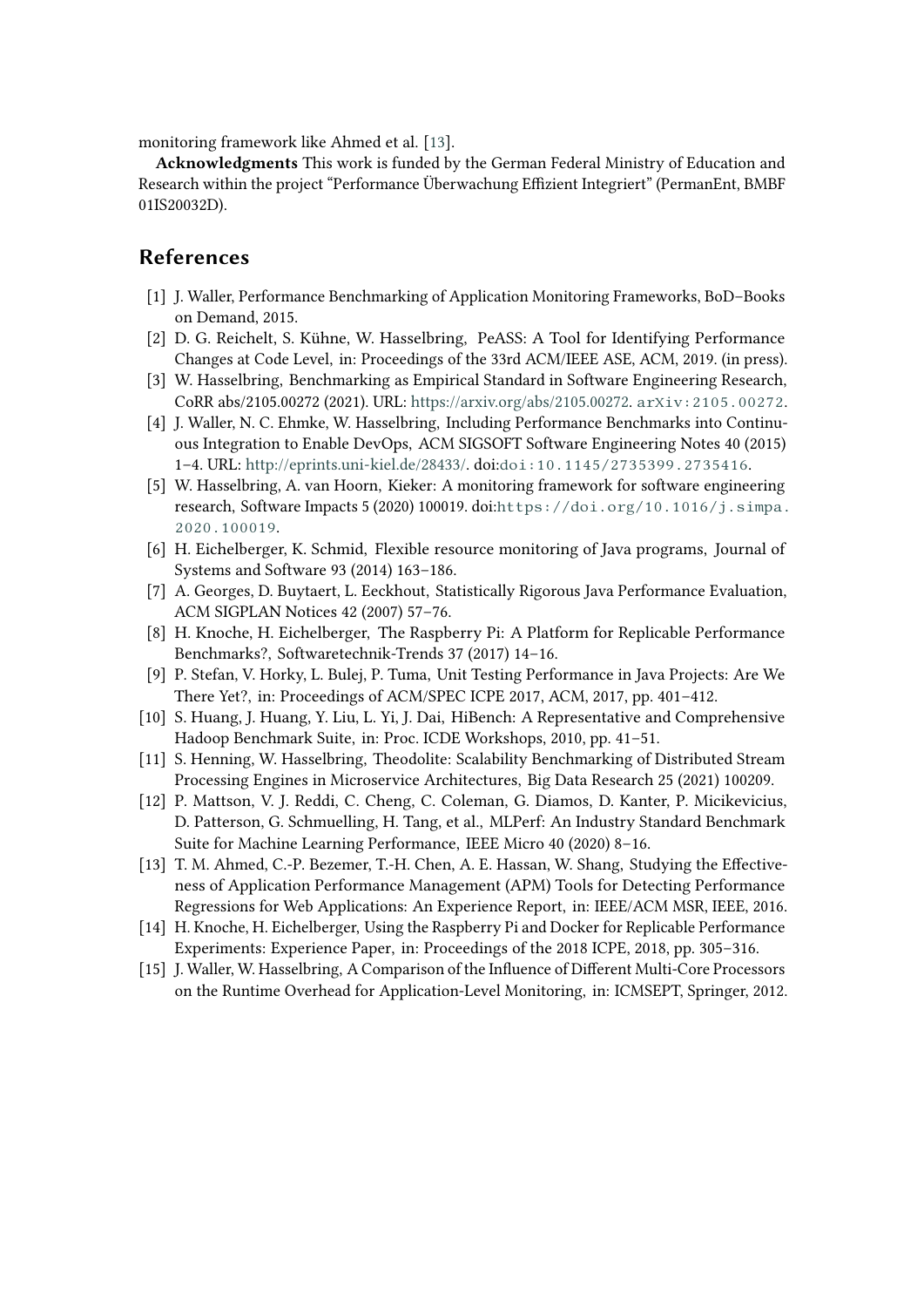monitoring framework like Ahmed et al. [13].

**Acknowledgments** This work is funded by the German Federal Ministry of Education and Research within the project "Performance Überwachung Effizient Integriert" (PermanEnt, BMBF 01IS20032D).

## References

[1] J. Waller, Performance Benchmarking of Application Monitoring Frameworks, BoD–Books on Demand, 2015.

[2] D. G. Reichelt, S. Kühne, W. Hasselbring, PeASS: A Tool for Identifying Performance Changes at Code Level, in: Proceedings of the 33rd ACM/IEEE ASE, ACM, 2019. (in press).

[3] W. Hasselbring, Benchmarking as Empirical Standard in Software Engineering Research, CoRR abs/2105.00272 (2021). URL: https://arxiv.org/abs/2105.00272. arXiv:2105.00272.

[4] J. Waller, N. C. Ehmke, W. Hasselbring, Including Performance Benchmarks into Continuous Integration to Enable DevOps, ACM SIGSOFT Software Engineering Notes 40 (2015) 1–4. URL: http://eprints.uni-kiel.de/28433/. doi:doi:10.1145/2735399.2735416.

[5] W. Hasselbring, A. van Hoorn, Kieker: A monitoring framework for software engineering research, Software Impacts 5 (2020) 100019. doi:https://doi.org/10.1016/j.simpa.2020.100019.

[6] H. Eichelberger, K. Schmid, Flexible resource monitoring of Java programs, Journal of Systems and Software 93 (2014) 163–186.

[7] A. Georges, D. Buytaert, L. Eeckhout, Statistically Rigorous Java Performance Evaluation, ACM SIGPLAN Notices 42 (2007) 57–76.

[8] H. Knoche, H. Eichelberger, The Raspberry Pi: A Platform for Replicable Performance Benchmarks?, Softwaretechnik-Trends 37 (2017) 14–16.

[9] P. Stefan, V. Horky, L. Bulej, P. Tuma, Unit Testing Performance in Java Projects: Are We There Yet?, in: Proceedings of ACM/SPEC ICPE 2017, ACM, 2017, pp. 401–412.

[10] S. Huang, J. Huang, Y. Liu, L. Yi, J. Dai, HiBench: A Representative and Comprehensive Hadoop Benchmark Suite, in: Proc. ICDE Workshops, 2010, pp. 41–51.

[11] S. Henning, W. Hasselbring, Theodolite: Scalability Benchmarking of Distributed Stream Processing Engines in Microservice Architectures, Big Data Research 25 (2021) 100209.

[12] P. Mattson, V. J. Reddi, C. Cheng, C. Coleman, G. Diamos, D. Kanter, P. Micikevicius, D. Patterson, G. Schmuelling, H. Tang, et al., MLPerf: An Industry Standard Benchmark Suite for Machine Learning Performance, IEEE Micro 40 (2020) 8–16.

[13] T. M. Ahmed, C.-P. Bezemer, T.-H. Chen, A. E. Hassan, W. Shang, Studying the Effectiveness of Application Performance Management (APM) Tools for Detecting Performance Regressions for Web Applications: An Experience Report, in: IEEE/ACM MSR, IEEE, 2016.

[14] H. Knoche, H. Eichelberger, Using the Raspberry Pi and Docker for Replicable Performance Experiments: Experience Paper, in: Proceedings of the 2018 ICPE, 2018, pp. 305–316.

[15] J. Waller, W. Hasselbring, A Comparison of the Influence of Different Multi-Core Processors on the Runtime Overhead for Application-Level Monitoring, in: ICMSEPT, Springer, 2012.